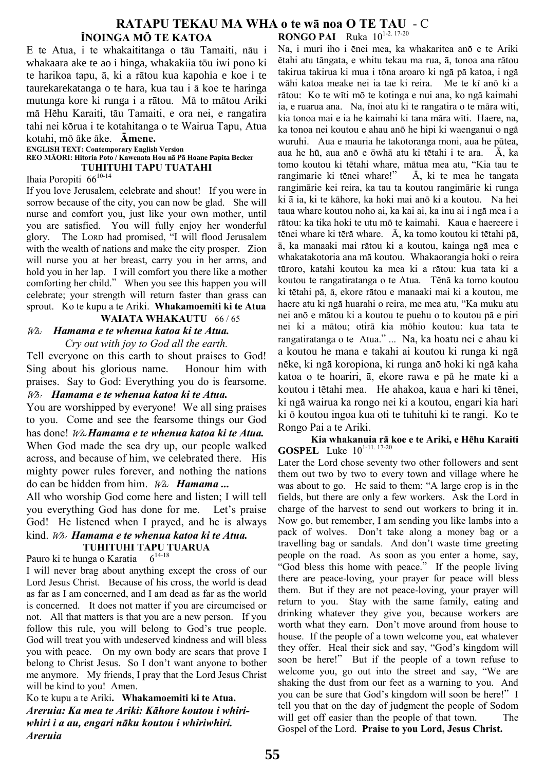# RATAPU TEKAU MA WHA o te wā noa O TE TAU - C

## ĪNOINGA MŌ TE KATOA

E te Atua, i te whakaititanga o tāu Tamaiti, nāu i whakaara ake te ao i hinga, whakakiia tōu iwi pono ki te harikoa tapu, ā, ki a rātou kua kapohia e koe i te taurekarekatanga o te hara, kua tau i ā koe te haringa mutunga kore ki runga i a rātou. Mā to mātou Ariki mā Hēhu Karaiti, tāu Tamaiti, e ora nei, e rangatira tahi nei kōrua i te kotahitanga o te Wairua Tapu, Atua kotahi, mō āke āke. **Āmene.**

**ENGLISH TEXT: Contemporary English Version**
**REO MĀORI: Hitoria Poto / Kawenata Hou nā Pā Hoane Papita Becker**

### TUHITUHI TAPU TUATAHI

Ihaia Poropiti 66[10-14]

If you love Jerusalem, celebrate and shout! If you were in sorrow because of the city, you can now be glad. She will nurse and comfort you, just like your own mother, until you are satisfied. You will fully enjoy her wonderful glory. The LORD had promised, "I will flood Jerusalem with the wealth of nations and make the city prosper. Zion will nurse you at her breast, carry you in her arms, and hold you in her lap. I will comfort you there like a mother comforting her child." When you see this happen you will celebrate; your strength will return faster than grass can sprout. Ko te kupu a te Ariki. **Whakamoemiti ki te Atua**

### WAIATA WHAKAUTU 66 / 65

*Wh:* ***Hamama e te whenua katoa ki te Atua.***
*Cry out with joy to God all the earth.*

Tell everyone on this earth to shout praises to God! Sing about his glorious name. Honour him with praises. Say to God: Everything you do is fearsome.
*Wh:* ***Hamama e te whenua katoa ki te Atua.***

You are worshipped by everyone! We all sing praises to you. Come and see the fearsome things our God has done! *Wh:* ***Hamama e te whenua katoa ki te Atua.***

When God made the sea dry up, our people walked across, and because of him, we celebrated there. His mighty power rules forever, and nothing the nations do can be hidden from him. *Wh:* ***Hamama ...***

All who worship God come here and listen; I will tell you everything God has done for me. Let's praise God! He listened when I prayed, and he is always kind. *Wh:* ***Hamama e te whenua katoa ki te Atua.***

### TUHITUHI TAPU TUARUA

Pauro ki te hunga o Karatia 6[14-18]

I will never brag about anything except the cross of our Lord Jesus Christ. Because of his cross, the world is dead as far as I am concerned, and I am dead as far as the world is concerned. It does not matter if you are circumcised or not. All that matters is that you are a new person. If you follow this rule, you will belong to God's true people. God will treat you with undeserved kindness and will bless you with peace. On my own body are scars that prove I belong to Christ Jesus. So I don't want anyone to bother me anymore. My friends, I pray that the Lord Jesus Christ will be kind to you! Amen.

Ko te kupu a te Ariki**. Whakamoemiti ki te Atua.**

***Areruia: Ka mea te Ariki: Kāhore koutou i whiriwhiri i a au, engari nāku koutou i whiriwhiri. Areruia***

### RONGO PAI Ruka 10[1-2. 17-20]

Na, i muri iho i ēnei mea, ka whakaritea anō e te Ariki ētahi atu tāngata, e whitu tekau ma rua, ā, tonoa ana rātou takirua takirua ki mua i tōna aroaro ki ngā pā katoa, i ngā wāhi katoa meake nei ia tae ki reira. Me te kī anō ki a rātou: Ko te wīti mō te kotinga e nui ana, ko ngā kaimahi ia, e ruarua ana. Na, īnoi atu ki te rangatira o te māra wīti, kia tonoa mai e ia he kaimahi ki tana māra wīti. Haere, na, ka tonoa nei koutou e ahau anō he hipi ki waenganui o ngā wuruhi. Aua e mauria he takotoranga moni, aua he pūtea, aua he hū, aua anō e ōwhā atu ki tētahi i te ara. Ā, ka tomo koutou ki tētahi whare, mātua mea atu, "Kia tau te rangimarie ki tēnei whare!" Ā, ki te mea he tangata rangimārie kei reira, ka tau ta koutou rangimārie ki runga ki ā ia, ki te kāhore, ka hoki mai anō ki a koutou. Na hei taua whare koutou noho ai, ka kai ai, ka inu ai i ngā mea i a rātou: ka tika hoki te utu mō te kaimahi. Kaua e haereere i tēnei whare ki tērā whare. Ā, ka tomo koutou ki tētahi pā, ā, ka manaaki mai rātou ki a koutou, kainga ngā mea e whakatakotoria ana mā koutou. Whakaorangia hoki o reira tūroro, katahi koutou ka mea ki a rātou: kua tata ki a koutou te rangatiratanga o te Atua. Tēnā ka tomo koutou ki tētahi pā, ā, ekore rātou e manaaki mai ki a koutou, me haere atu ki ngā huarahi o reira, me mea atu, "Ka muku atu nei anō e mātou ki a koutou te puehu o to koutou pā e piri nei ki a mātou; otirā kia mōhio koutou: kua tata te rangatiratanga o te Atua." ... Na, ka hoatu nei e ahau ki a koutou he mana e takahi ai koutou ki runga ki ngā nēke, ki ngā koropiona, ki runga anō hoki ki ngā kaha katoa o te hoariri, ā, ekore rawa e pā he mate ki a koutou i tētahi mea. He ahakoa, kaua e hari ki tēnei, ki ngā wairua ka rongo nei ki a koutou, engari kia hari ki ō koutou ingoa kua oti te tuhituhi ki te rangi. Ko te Rongo Pai a te Ariki.

**Kia whakanuia rā koe e te Ariki, e Hēhu Karaiti**

### GOSPEL Luke 10[1-11. 17-20]

Later the Lord chose seventy two other followers and sent them out two by two to every town and village where he was about to go. He said to them: "A large crop is in the fields, but there are only a few workers. Ask the Lord in charge of the harvest to send out workers to bring it in. Now go, but remember, I am sending you like lambs into a pack of wolves. Don't take along a money bag or a travelling bag or sandals. And don't waste time greeting people on the road. As soon as you enter a home, say, "God bless this home with peace." If the people living there are peace-loving, your prayer for peace will bless them. But if they are not peace-loving, your prayer will return to you. Stay with the same family, eating and drinking whatever they give you, because workers are worth what they earn. Don't move around from house to house. If the people of a town welcome you, eat whatever they offer. Heal their sick and say, "God's kingdom will soon be here!" But if the people of a town refuse to welcome you, go out into the street and say, "We are shaking the dust from our feet as a warning to you. And you can be sure that God's kingdom will soon be here!" I tell you that on the day of judgment the people of Sodom will get off easier than the people of that town. The Gospel of the Lord. **Praise to you Lord, Jesus Christ.**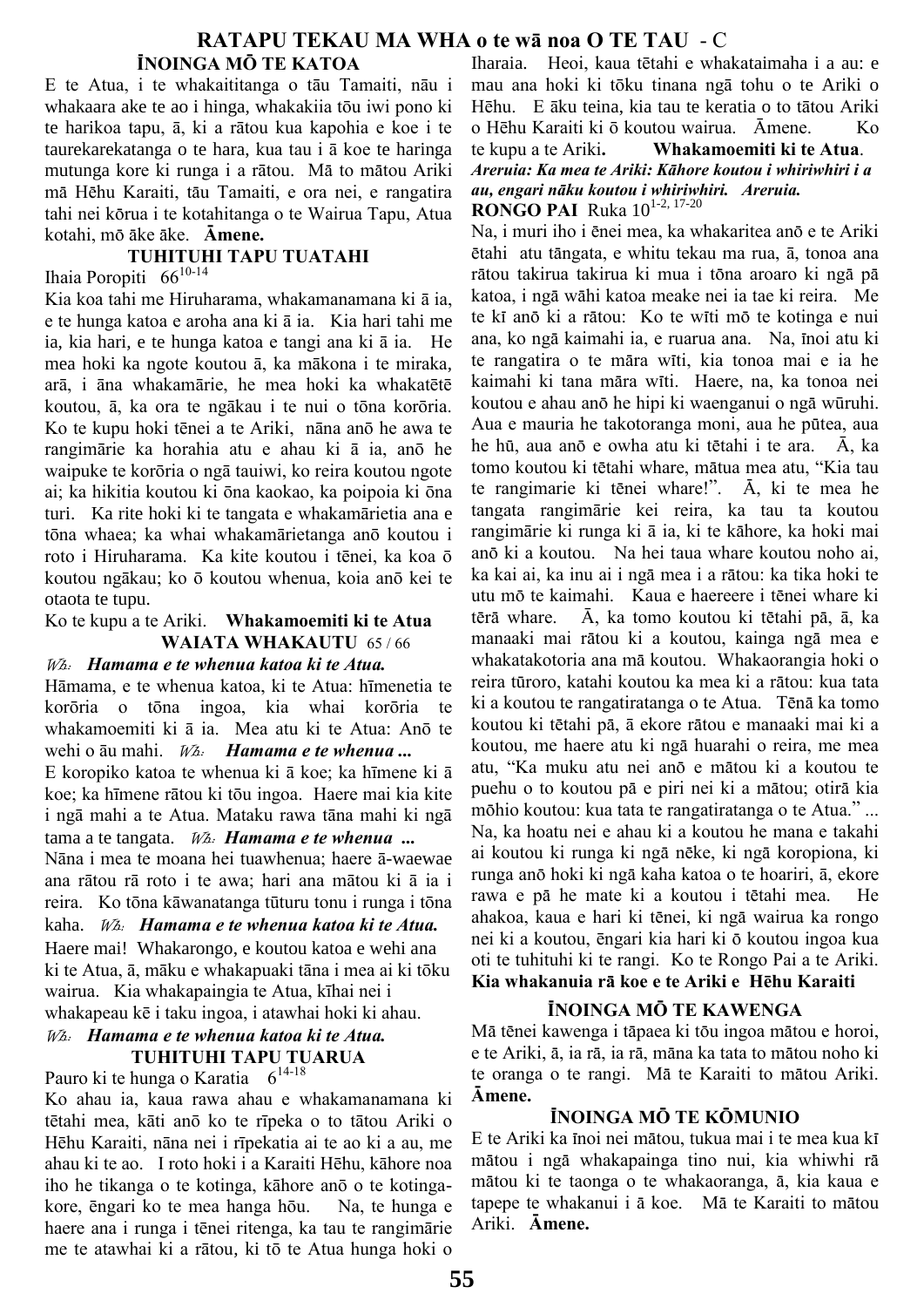# RATAPU TEKAU MA WHA o te wā noa O TE TAU - C

## ĪNOINGA MŌ TE KATOA

E te Atua, i te whakaititanga o tāu Tamaiti, nāu i whakaara ake te ao i hinga, whakakiia tōu iwi pono ki te harikoa tapu, ā, ki a rātou kua kapohia e koe i te taurekarekatanga o te hara, kua tau i ā koe te haringa mutunga kore ki runga i a rātou. Mā to mātou Ariki mā Hēhu Karaiti, tāu Tamaiti, e ora nei, e rangatira tahi nei kōrua i te kotahitanga o te Wairua Tapu, Atua kotahi, mō āke āke. **Āmene.**

## TUHITUHI TAPU TUATAHI

Ihaia Poropiti 66[10-14]

Kia koa tahi me Hiruharama, whakamanamana ki ā ia, e te hunga katoa e aroha ana ki ā ia. Kia hari tahi me ia, kia hari, e te hunga katoa e tangi ana ki ā ia. He mea hoki ka ngote koutou ā, ka mākona i te miraka, arā, i āna whakamārie, he mea hoki ka whakatētē koutou, ā, ka ora te ngākau i te nui o tōna korōria. Ko te kupu hoki tēnei a te Ariki, nāna anō he awa te rangimārie ka horahia atu e ahau ki ā ia, anō he waipuke te korōria o ngā tauiwi, ko reira koutou ngote ai; ka hikitia koutou ki ōna kaokao, ka poipoia ki ōna turi. Ka rite hoki ki te tangata e whakamārietia ana e tōna whaea; ka whai whakamārietanga anō koutou i roto i Hiruharama. Ka kite koutou i tēnei, ka koa ō koutou ngākau; ko ō koutou whenua, koia anō kei te otaota te tupu.

Ko te kupu a te Ariki. **Whakamoemiti ki te Atua**

## WAIATA WHAKAUTU 65 / 66

*Wh:* ***Hamama e te whenua katoa ki te Atua.***

Hāmama, e te whenua katoa, ki te Atua: hīmenetia te korōria o tōna ingoa, kia whai korōria te whakamoemiti ki ā ia. Mea atu ki te Atua: Anō te wehi o āu mahi. *Wh:* ***Hamama e te whenua ...***

E koropiko katoa te whenua ki ā koe; ka hīmene ki ā koe; ka hīmene rātou ki tōu ingoa. Haere mai kia kite i ngā mahi a te Atua. Mataku rawa tāna mahi ki ngā tama a te tangata. *Wh:* ***Hamama e te whenua ...***

Nāna i mea te moana hei tuawhenua; haere ā-waewae ana rātou rā roto i te awa; hari ana mātou ki ā ia i reira. Ko tōna kāwanatanga tūturu tonu i runga i tōna kaha. *Wh:* ***Hamama e te whenua katoa ki te Atua.***

Haere mai! Whakarongo, e koutou katoa e wehi ana ki te Atua, ā, māku e whakapuaki tāna i mea ai ki tōku wairua. Kia whakapaingia te Atua, kīhai nei i whakapeau kē i taku ingoa, i atawhai hoki ki ahau.

*Wh:* ***Hamama e te whenua katoa ki te Atua.***

## TUHITUHI TAPU TUARUA

Pauro ki te hunga o Karatia 6[14-18]

Ko ahau ia, kaua rawa ahau e whakamanamana ki tētahi mea, kāti anō ko te rīpeka o to tātou Ariki o Hēhu Karaiti, nāna nei i rīpekatia ai te ao ki a au, me ahau ki te ao. I roto hoki i a Karaiti Hēhu, kāhore noa iho he tikanga o te kotinga, kāhore anō o te kotinga-kore, ēngari ko te mea hanga hōu. Na, te hunga e haere ana i runga i tēnei ritenga, ka tau te rangimārie me te atawhai ki a rātou, ki tō te Atua hunga hoki o Iharaia. Heoi, kaua tētahi e whakataimaha i a au: e mau ana hoki ki tōku tinana ngā tohu o te Ariki o Hēhu. E āku teina, kia tau te keratia o to tātou Ariki o Hēhu Karaiti ki ō koutou wairua. Āmene. Ko te kupu a te Ariki. **Whakamoemiti ki te Atua**.

***Areruia: Ka mea te Ariki: Kāhore koutou i whiriwhiri i a au, engari nāku koutou i whiriwhiri. Areruia.***

**RONGO PAI** Ruka 10[1-2, 17-20]

Na, i muri iho i ēnei mea, ka whakaritea anō e te Ariki ētahi atu tāngata, e whitu tekau ma rua, ā, tonoa ana rātou takirua takirua ki mua i tōna aroaro ki ngā pā katoa, i ngā wāhi katoa meake nei ia tae ki reira. Me te kī anō ki a rātou: Ko te wīti mō te kotinga e nui ana, ko ngā kaimahi ia, e ruarua ana. Na, īnoi atu ki te rangatira o te māra wīti, kia tonoa mai e ia he kaimahi ki tana māra wīti. Haere, na, ka tonoa nei koutou e ahau anō he hipi ki waenganui o ngā wūruhi. Aua e mauria he takotoranga moni, aua he pūtea, aua he hū, aua anō e owha atu ki tētahi i te ara. Ā, ka tomo koutou ki tētahi whare, mātua mea atu, "Kia tau te rangimarie ki tēnei whare!". Ā, ki te mea he tangata rangimārie kei reira, ka tau ta koutou rangimārie ki runga ki ā ia, ki te kāhore, ka hoki mai anō ki a koutou. Na hei taua whare koutou noho ai, ka kai ai, ka inu ai i ngā mea i a rātou: ka tika hoki te utu mō te kaimahi. Kaua e haereere i tēnei whare ki tērā whare. Ā, ka tomo koutou ki tētahi pā, ā, ka manaaki mai rātou ki a koutou, kainga ngā mea e whakatakotoria ana mā koutou. Whakaorangia hoki o reira tūroro, katahi koutou ka mea ki a rātou: kua tata ki a koutou te rangatiratanga o te Atua. Tēnā ka tomo koutou ki tētahi pā, ā ekore rātou e manaaki mai ki a koutou, me haere atu ki ngā huarahi o reira, me mea atu, "Ka muku atu nei anō e mātou ki a koutou te puehu o to koutou pā e piri nei ki a mātou; otirā kia mōhio koutou: kua tata te rangatiratanga o te Atua." ... Na, ka hoatu nei e ahau ki a koutou he mana e takahi ai koutou ki runga ki ngā nēke, ki ngā koropiona, ki runga anō hoki ki ngā kaha katoa o te hoariri, ā, ekore rawa e pā he mate ki a koutou i tētahi mea. He ahakoa, kaua e hari ki tēnei, ki ngā wairua ka rongo nei ki a koutou, ēngari kia hari ki ō koutou ingoa kua oti te tuhituhi ki te rangi. Ko te Rongo Pai a te Ariki.

**Kia whakanuia rā koe e te Ariki e Hēhu Karaiti**

## ĪNOINGA MŌ TE KAWENGA

Mā tēnei kawenga i tāpaea ki tōu ingoa mātou e horoi, e te Ariki, ā, ia rā, ia rā, māna ka tata to mātou noho ki te oranga o te rangi. Mā te Karaiti to mātou Ariki. **Āmene.**

## ĪNOINGA MŌ TE KŌMUNIO

E te Ariki ka īnoi nei mātou, tukua mai i te mea kua kī mātou i ngā whakapainga tino nui, kia whiwhi rā mātou ki te taonga o te whakaoranga, ā, kia kaua e tapepe te whakanui i ā koe. Mā te Karaiti to mātou Ariki. **Āmene.**